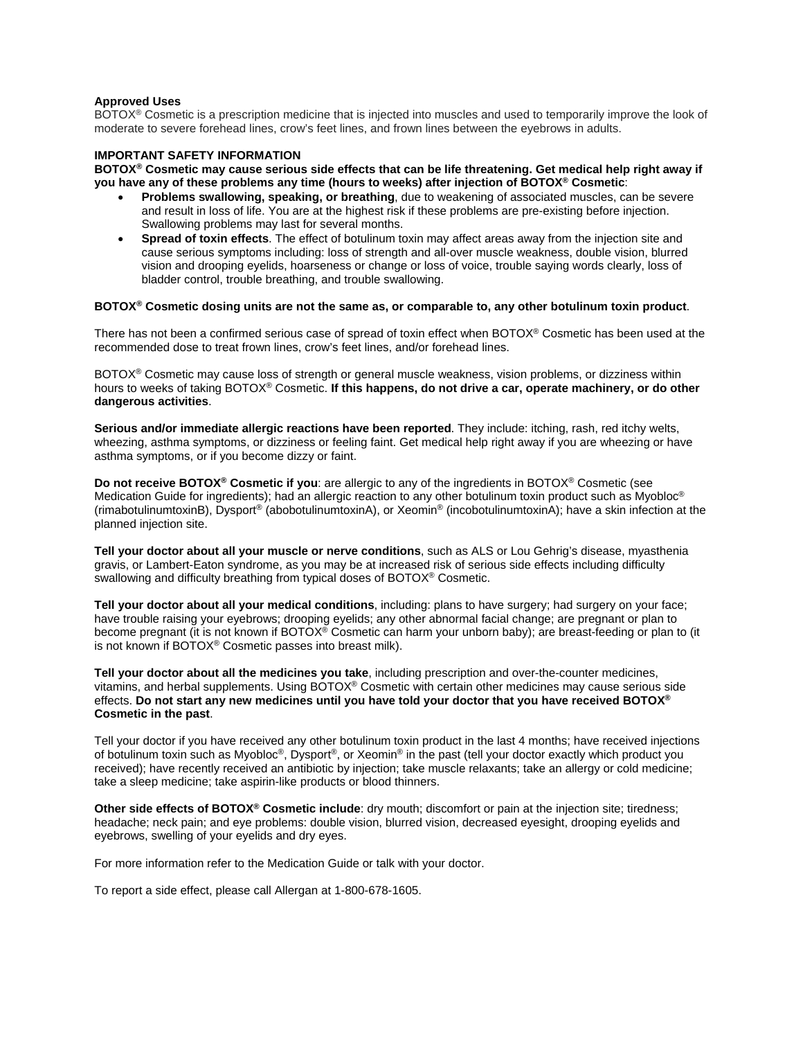**Approved Uses**

BOTOX® Cosmetic is a prescription medicine that is injected into muscles and used to temporarily improve the look of moderate to severe forehead lines, crow's feet lines, and frown lines between the eyebrows in adults.

**IMPORTANT SAFETY INFORMATION**

**BOTOX® Cosmetic may cause serious side effects that can be life threatening. Get medical help right away if you have any of these problems any time (hours to weeks) after injection of BOTOX® Cosmetic**:

- **Problems swallowing, speaking, or breathing**, due to weakening of associated muscles, can be severe and result in loss of life. You are at the highest risk if these problems are pre-existing before injection. Swallowing problems may last for several months.
- **Spread of toxin effects**. The effect of botulinum toxin may affect areas away from the injection site and cause serious symptoms including: loss of strength and all-over muscle weakness, double vision, blurred vision and drooping eyelids, hoarseness or change or loss of voice, trouble saying words clearly, loss of bladder control, trouble breathing, and trouble swallowing.

**BOTOX® Cosmetic dosing units are not the same as, or comparable to, any other botulinum toxin product**.

There has not been a confirmed serious case of spread of toxin effect when BOTOX® Cosmetic has been used at the recommended dose to treat frown lines, crow's feet lines, and/or forehead lines.

BOTOX® Cosmetic may cause loss of strength or general muscle weakness, vision problems, or dizziness within hours to weeks of taking BOTOX® Cosmetic. **If this happens, do not drive a car, operate machinery, or do other dangerous activities**.

**Serious and/or immediate allergic reactions have been reported**. They include: itching, rash, red itchy welts, wheezing, asthma symptoms, or dizziness or feeling faint. Get medical help right away if you are wheezing or have asthma symptoms, or if you become dizzy or faint.

**Do not receive BOTOX® Cosmetic if you**: are allergic to any of the ingredients in BOTOX® Cosmetic (see Medication Guide for ingredients); had an allergic reaction to any other botulinum toxin product such as Myobloc® (rimabotulinumtoxinB), Dysport® (abobotulinumtoxinA), or Xeomin® (incobotulinumtoxinA); have a skin infection at the planned injection site.

**Tell your doctor about all your muscle or nerve conditions**, such as ALS or Lou Gehrig's disease, myasthenia gravis, or Lambert-Eaton syndrome, as you may be at increased risk of serious side effects including difficulty swallowing and difficulty breathing from typical doses of BOTOX® Cosmetic.

**Tell your doctor about all your medical conditions**, including: plans to have surgery; had surgery on your face; have trouble raising your eyebrows; drooping eyelids; any other abnormal facial change; are pregnant or plan to become pregnant (it is not known if BOTOX® Cosmetic can harm your unborn baby); are breast-feeding or plan to (it is not known if BOTOX® Cosmetic passes into breast milk).

**Tell your doctor about all the medicines you take**, including prescription and over-the-counter medicines, vitamins, and herbal supplements. Using BOTOX® Cosmetic with certain other medicines may cause serious side effects. **Do not start any new medicines until you have told your doctor that you have received BOTOX® Cosmetic in the past**.

Tell your doctor if you have received any other botulinum toxin product in the last 4 months; have received injections of botulinum toxin such as Myobloc®, Dysport®, or Xeomin® in the past (tell your doctor exactly which product you received); have recently received an antibiotic by injection; take muscle relaxants; take an allergy or cold medicine; take a sleep medicine; take aspirin-like products or blood thinners.

**Other side effects of BOTOX® Cosmetic include**: dry mouth; discomfort or pain at the injection site; tiredness; headache; neck pain; and eye problems: double vision, blurred vision, decreased eyesight, drooping eyelids and eyebrows, swelling of your eyelids and dry eyes.

For more information refer to the Medication Guide or talk with your doctor.

To report a side effect, please call Allergan at 1-800-678-1605.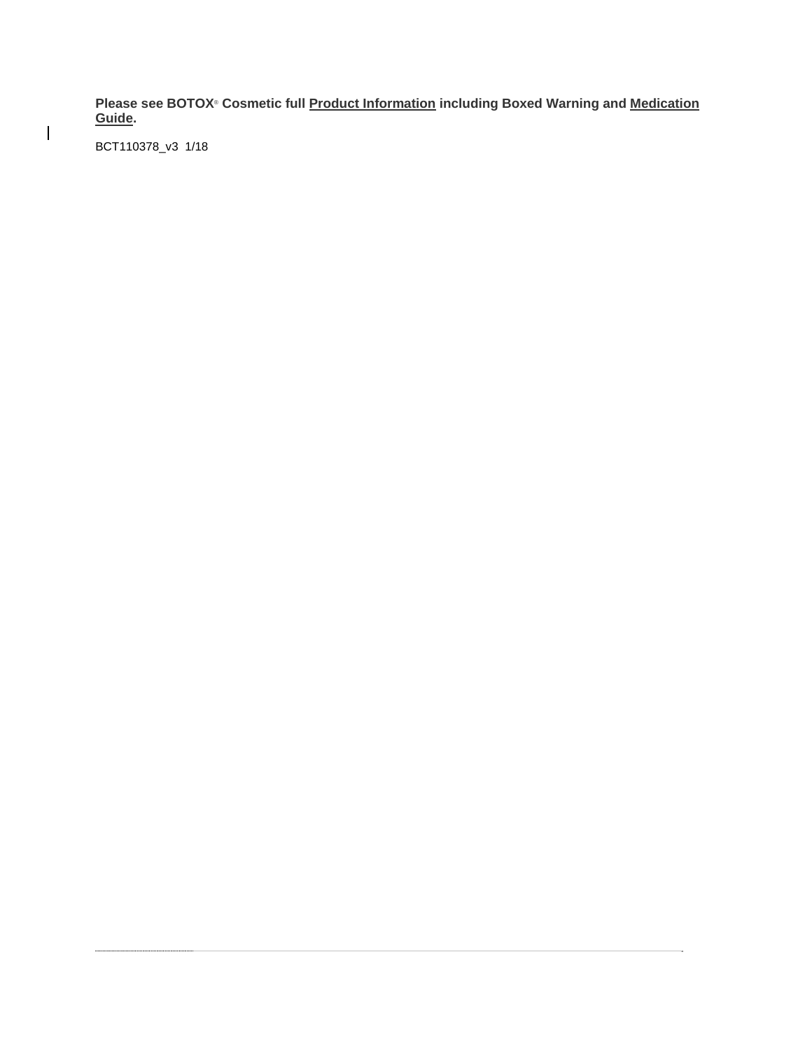**Please see BOTOX® Cosmetic full Product Information including Boxed Warning and Medication Guide.**

BCT110378_v3 1/18